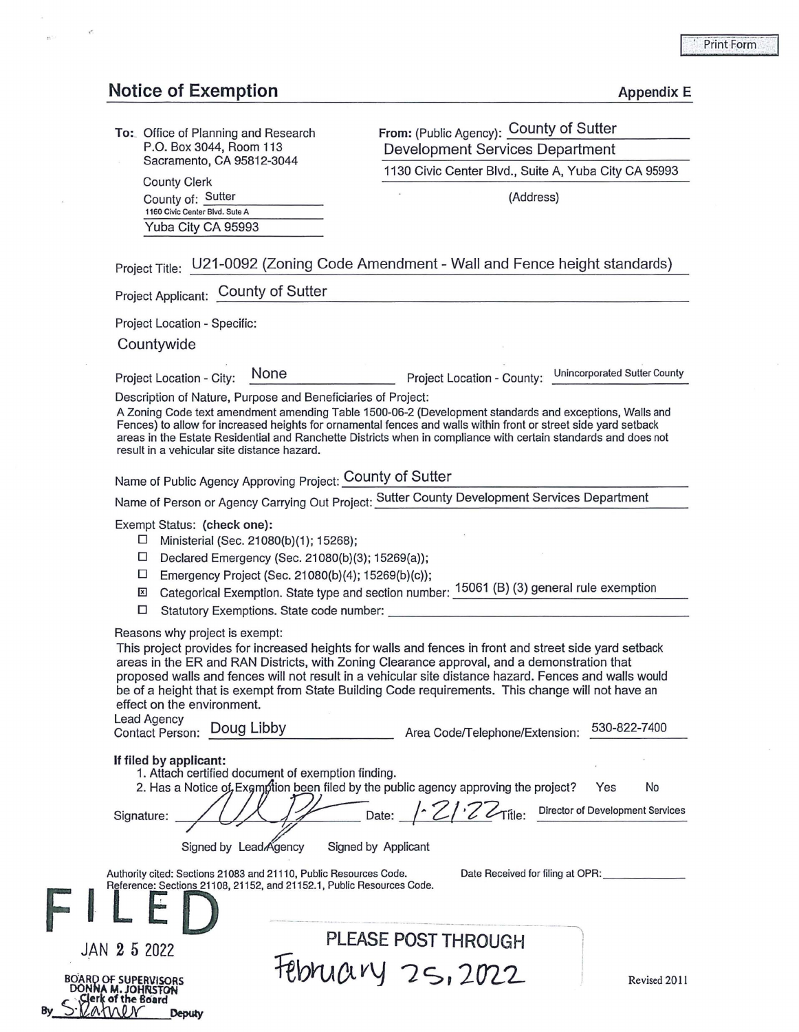Print Form

## Notice of Exemption

**Appendix E**

**To:** Office of Planning and Research
P.O. Box 3044, Room 113
Sacramento, CA 95812-3044

County Clerk
County of: Sutter
1160 Civic Center Blvd. Suite A
Yuba City CA 95993

**From:** (Public Agency): County of Sutter
Development Services Department
1130 Civic Center Blvd., Suite A, Yuba City CA 95993
(Address)

Project Title: U21-0092 (Zoning Code Amendment - Wall and Fence height standards)

Project Applicant: County of Sutter

Project Location - Specific:

Countywide

Project Location - City: None Project Location - County: Unincorporated Sutter County

Description of Nature, Purpose and Beneficiaries of Project:

A Zoning Code text amendment amending Table 1500-06-2 (Development standards and exceptions, Walls and Fences) to allow for increased heights for ornamental fences and walls within front or street side yard setback areas in the Estate Residential and Ranchette Districts when in compliance with certain standards and does not result in a vehicular site distance hazard.

Name of Public Agency Approving Project: County of Sutter

Name of Person or Agency Carrying Out Project: Sutter County Development Services Department

Exempt Status: **(check one):**

- ☐ Ministerial (Sec. 21080(b)(1); 15268);
- ☐ Declared Emergency (Sec. 21080(b)(3); 15269(a));
- ☐ Emergency Project (Sec. 21080(b)(4); 15269(b)(c));
- ☒ Categorical Exemption. State type and section number: 15061 (B) (3) general rule exemption
- ☐ Statutory Exemptions. State code number:

Reasons why project is exempt:

This project provides for increased heights for walls and fences in front and street side yard setback areas in the ER and RAN Districts, with Zoning Clearance approval, and a demonstration that proposed walls and fences will not result in a vehicular site distance hazard. Fences and walls would be of a height that is exempt from State Building Code requirements. This change will not have an effect on the environment.

Lead Agency
Contact Person: Doug Libby Area Code/Telephone/Extension: 530-822-7400

**If filed by applicant:**

1. Attach certified document of exemption finding.
2. Has a Notice of Exemption been filed by the public agency approving the project? Yes No

Signature: [signature] Date: 1·21·22 Title: Director of Development Services

Signed by Lead Agency Signed by Applicant

Authority cited: Sections 21083 and 21110, Public Resources Code.
Reference: Sections 21108, 21152, and 21152.1, Public Resources Code.

Date Received for filing at OPR:

**FILED**
JAN 25 2022
BOARD OF SUPERVISORS
DONNA M. JOHNSTON
Clerk of the Board
By S. Rainer Deputy

PLEASE POST THROUGH
February 25, 2022

Revised 2011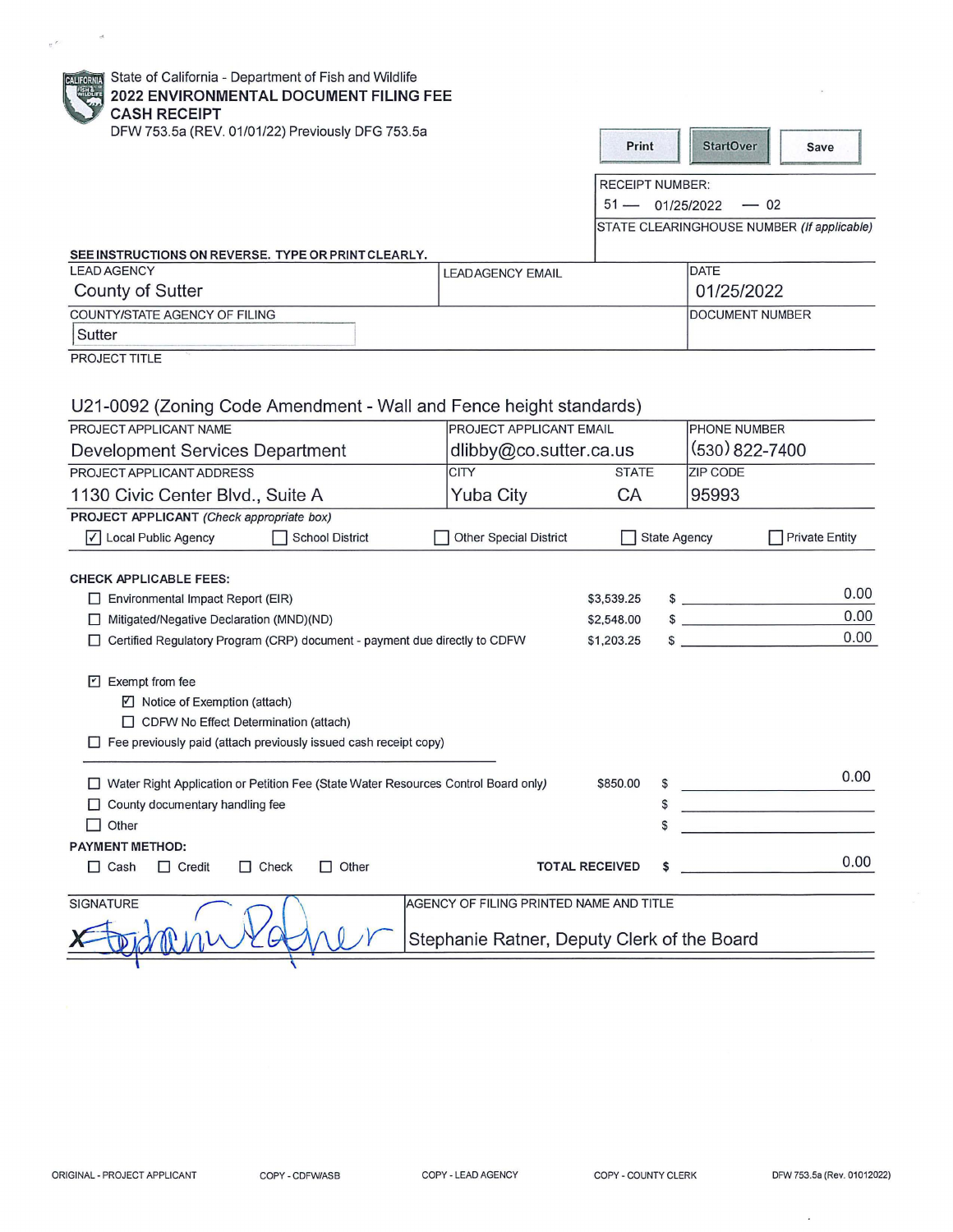State of California - Department of Fish and Wildlife

## 2022 ENVIRONMENTAL DOCUMENT FILING FEE CASH RECEIPT

DFW 753.5a (REV. 01/01/22) Previously DFG 753.5a

Print | StartOver | Save

RECEIPT NUMBER:
51 — 01/25/2022 — 02

STATE CLEARINGHOUSE NUMBER *(If applicable)*

**SEE INSTRUCTIONS ON REVERSE. TYPE OR PRINT CLEARLY.**

| LEAD AGENCY | LEAD AGENCY EMAIL | DATE |
|---|---|---|
| County of Sutter | | 01/25/2022 |

| COUNTY/STATE AGENCY OF FILING | DOCUMENT NUMBER |
|---|---|
| Sutter | |

PROJECT TITLE

U21-0092 (Zoning Code Amendment - Wall and Fence height standards)

| PROJECT APPLICANT NAME | PROJECT APPLICANT EMAIL | PHONE NUMBER |
|---|---|---|
| Development Services Department | dlibby@co.sutter.ca.us | (530) 822-7400 |

| PROJECT APPLICANT ADDRESS | CITY | STATE | ZIP CODE |
|---|---|---|---|
| 1130 Civic Center Blvd., Suite A | Yuba City | CA | 95993 |

**PROJECT APPLICANT** *(Check appropriate box)*

☑ Local Public Agency ☐ School District ☐ Other Special District ☐ State Agency ☐ Private Entity

**CHECK APPLICABLE FEES:**

| | | | |
|---|---|---|---|
| ☐ Environmental Impact Report (EIR) | $3,539.25 | $ | 0.00 |
| ☐ Mitigated/Negative Declaration (MND)(ND) | $2,548.00 | $ | 0.00 |
| ☐ Certified Regulatory Program (CRP) document - payment due directly to CDFW | $1,203.25 | $ | 0.00 |

☑ Exempt from fee
- ☑ Notice of Exemption (attach)
- ☐ CDFW No Effect Determination (attach)

☐ Fee previously paid (attach previously issued cash receipt copy)

| | | | |
|---|---|---|---|
| ☐ Water Right Application or Petition Fee (State Water Resources Control Board only) | $850.00 | $ | 0.00 |
| ☐ County documentary handling fee | | $ | |
| ☐ Other | | $ | |

**PAYMENT METHOD:**

☐ Cash ☐ Credit ☐ Check ☐ Other **TOTAL RECEIVED** $ 0.00

| SIGNATURE | AGENCY OF FILING PRINTED NAME AND TITLE |
|---|---|
| X Stephanie Ratner | Stephanie Ratner, Deputy Clerk of the Board |

ORIGINAL - PROJECT APPLICANT COPY - CDFW/ASB COPY - LEAD AGENCY COPY - COUNTY CLERK DFW 753.5a (Rev. 01012022)